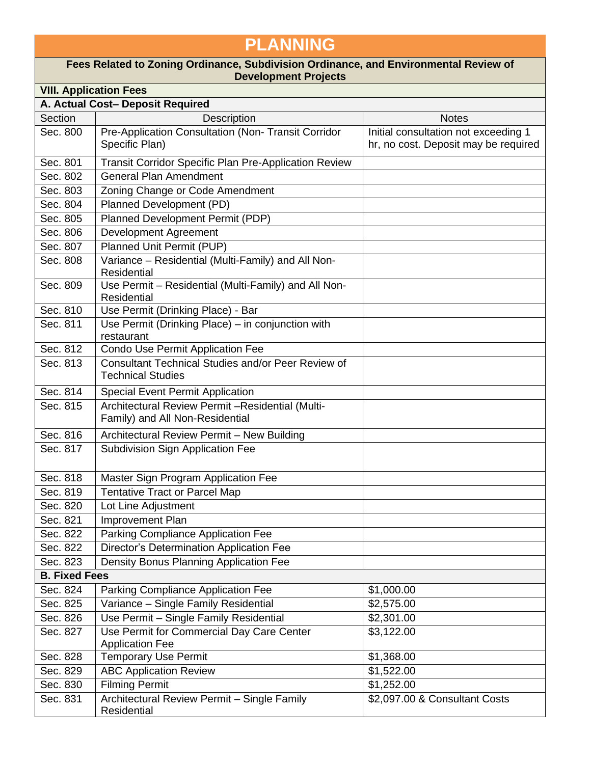# PLANNING

**Fees Related to Zoning Ordinance, Subdivision Ordinance, and Environmental Review of Development Projects**

| **VIII. Application Fees** | | |
|---|---|---|
| **A. Actual Cost– Deposit Required** | | |
| Section | Description | Notes |
| Sec. 800 | Pre-Application Consultation (Non- Transit Corridor Specific Plan) | Initial consultation not exceeding 1 hr, no cost. Deposit may be required |
| Sec. 801 | Transit Corridor Specific Plan Pre-Application Review | |
| Sec. 802 | General Plan Amendment | |
| Sec. 803 | Zoning Change or Code Amendment | |
| Sec. 804 | Planned Development (PD) | |
| Sec. 805 | Planned Development Permit (PDP) | |
| Sec. 806 | Development Agreement | |
| Sec. 807 | Planned Unit Permit (PUP) | |
| Sec. 808 | Variance – Residential (Multi-Family) and All Non-Residential | |
| Sec. 809 | Use Permit – Residential (Multi-Family) and All Non-Residential | |
| Sec. 810 | Use Permit (Drinking Place) - Bar | |
| Sec. 811 | Use Permit (Drinking Place) – in conjunction with restaurant | |
| Sec. 812 | Condo Use Permit Application Fee | |
| Sec. 813 | Consultant Technical Studies and/or Peer Review of Technical Studies | |
| Sec. 814 | Special Event Permit Application | |
| Sec. 815 | Architectural Review Permit –Residential (Multi-Family) and All Non-Residential | |
| Sec. 816 | Architectural Review Permit – New Building | |
| Sec. 817 | Subdivision Sign Application Fee | |
| Sec. 818 | Master Sign Program Application Fee | |
| Sec. 819 | Tentative Tract or Parcel Map | |
| Sec. 820 | Lot Line Adjustment | |
| Sec. 821 | Improvement Plan | |
| Sec. 822 | Parking Compliance Application Fee | |
| Sec. 822 | Director's Determination Application Fee | |
| Sec. 823 | Density Bonus Planning Application Fee | |
| **B. Fixed Fees** | | |
| Sec. 824 | Parking Compliance Application Fee | $1,000.00 |
| Sec. 825 | Variance – Single Family Residential | $2,575.00 |
| Sec. 826 | Use Permit – Single Family Residential | $2,301.00 |
| Sec. 827 | Use Permit for Commercial Day Care Center Application Fee | $3,122.00 |
| Sec. 828 | Temporary Use Permit | $1,368.00 |
| Sec. 829 | ABC Application Review | $1,522.00 |
| Sec. 830 | Filming Permit | $1,252.00 |
| Sec. 831 | Architectural Review Permit – Single Family Residential | $2,097.00 & Consultant Costs |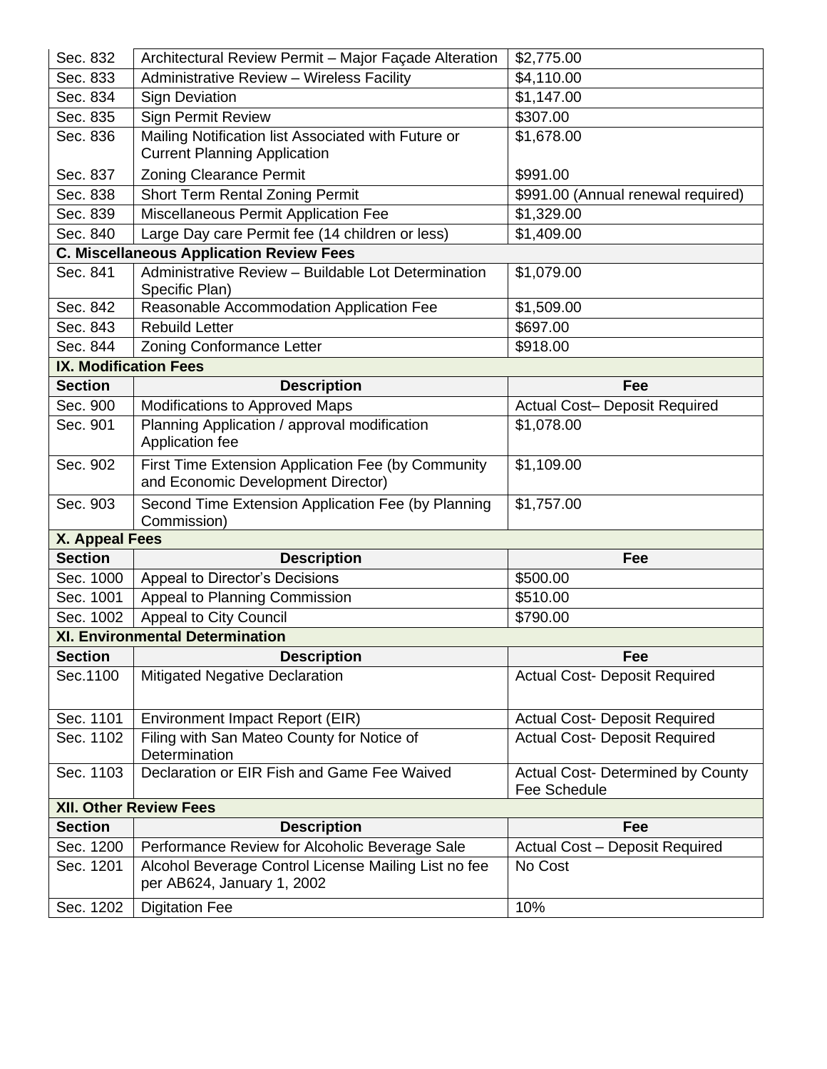| Section | Description | Fee |
|---|---|---|
| Sec. 832 | Architectural Review Permit – Major Façade Alteration | $2,775.00 |
| Sec. 833 | Administrative Review – Wireless Facility | $4,110.00 |
| Sec. 834 | Sign Deviation | $1,147.00 |
| Sec. 835 | Sign Permit Review | $307.00 |
| Sec. 836 | Mailing Notification list Associated with Future or Current Planning Application | $1,678.00 |
| Sec. 837 | Zoning Clearance Permit | $991.00 |
| Sec. 838 | Short Term Rental Zoning Permit | $991.00 (Annual renewal required) |
| Sec. 839 | Miscellaneous Permit Application Fee | $1,329.00 |
| Sec. 840 | Large Day care Permit fee (14 children or less) | $1,409.00 |
| **C. Miscellaneous Application Review Fees** | | |
| Sec. 841 | Administrative Review – Buildable Lot Determination Specific Plan) | $1,079.00 |
| Sec. 842 | Reasonable Accommodation Application Fee | $1,509.00 |
| Sec. 843 | Rebuild Letter | $697.00 |
| Sec. 844 | Zoning Conformance Letter | $918.00 |

**IX. Modification Fees**

| Section | Description | Fee |
|---|---|---|
| Sec. 900 | Modifications to Approved Maps | Actual Cost– Deposit Required |
| Sec. 901 | Planning Application / approval modification Application fee | $1,078.00 |
| Sec. 902 | First Time Extension Application Fee (by Community and Economic Development Director) | $1,109.00 |
| Sec. 903 | Second Time Extension Application Fee (by Planning Commission) | $1,757.00 |

**X. Appeal Fees**

| Section | Description | Fee |
|---|---|---|
| Sec. 1000 | Appeal to Director's Decisions | $500.00 |
| Sec. 1001 | Appeal to Planning Commission | $510.00 |
| Sec. 1002 | Appeal to City Council | $790.00 |

**XI. Environmental Determination**

| Section | Description | Fee |
|---|---|---|
| Sec.1100 | Mitigated Negative Declaration | Actual Cost- Deposit Required |
| Sec. 1101 | Environment Impact Report (EIR) | Actual Cost- Deposit Required |
| Sec. 1102 | Filing with San Mateo County for Notice of Determination | Actual Cost- Deposit Required |
| Sec. 1103 | Declaration or EIR Fish and Game Fee Waived | Actual Cost- Determined by County Fee Schedule |

**XII. Other Review Fees**

| Section | Description | Fee |
|---|---|---|
| Sec. 1200 | Performance Review for Alcoholic Beverage Sale | Actual Cost – Deposit Required |
| Sec. 1201 | Alcohol Beverage Control License Mailing List no fee per AB624, January 1, 2002 | No Cost |
| Sec. 1202 | Digitation Fee | 10% |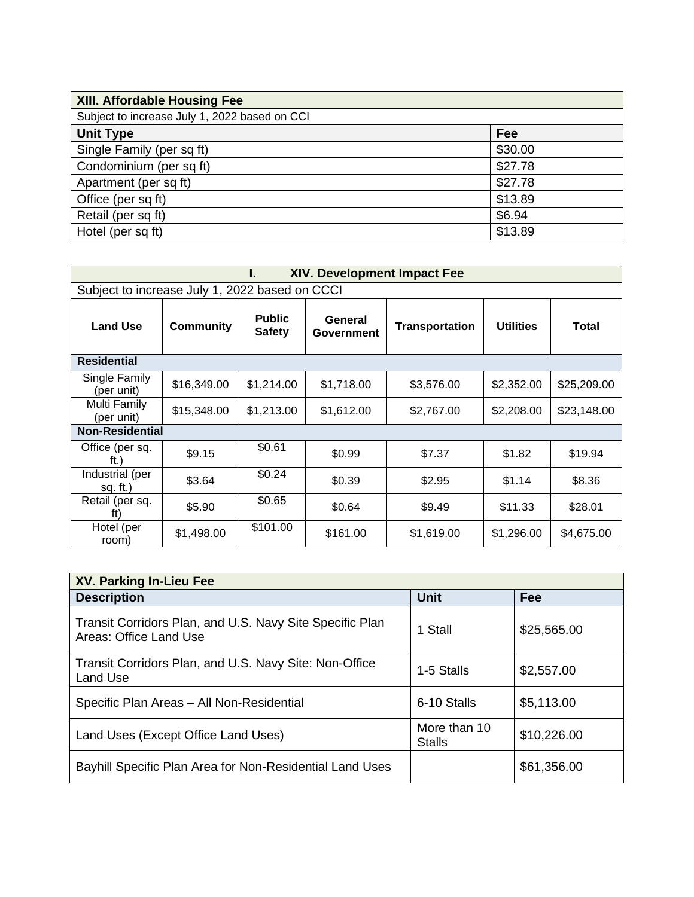| XIII. Affordable Housing Fee | |
|---|---|
| Subject to increase July 1, 2022 based on CCI | |
| **Unit Type** | **Fee** |
| Single Family (per sq ft) | $30.00 |
| Condominium (per sq ft) | $27.78 |
| Apartment (per sq ft) | $27.78 |
| Office (per sq ft) | $13.89 |
| Retail (per sq ft) | $6.94 |
| Hotel (per sq ft) | $13.89 |

| I. XIV. Development Impact Fee | | | | | | |
|---|---|---|---|---|---|---|
| Subject to increase July 1, 2022 based on CCCI | | | | | | |
| **Land Use** | **Community** | **Public Safety** | **General Government** | **Transportation** | **Utilities** | **Total** |
| **Residential** | | | | | | |
| Single Family (per unit) | $16,349.00 | $1,214.00 | $1,718.00 | $3,576.00 | $2,352.00 | $25,209.00 |
| Multi Family (per unit) | $15,348.00 | $1,213.00 | $1,612.00 | $2,767.00 | $2,208.00 | $23,148.00 |
| **Non-Residential** | | | | | | |
| Office (per sq. ft.) | $9.15 | $0.61 | $0.99 | $7.37 | $1.82 | $19.94 |
| Industrial (per sq. ft.) | $3.64 | $0.24 | $0.39 | $2.95 | $1.14 | $8.36 |
| Retail (per sq. ft) | $5.90 | $0.65 | $0.64 | $9.49 | $11.33 | $28.01 |
| Hotel (per room) | $1,498.00 | $101.00 | $161.00 | $1,619.00 | $1,296.00 | $4,675.00 |

| XV. Parking In-Lieu Fee | | |
|---|---|---|
| **Description** | **Unit** | **Fee** |
| Transit Corridors Plan, and U.S. Navy Site Specific Plan Areas: Office Land Use | 1 Stall | $25,565.00 |
| Transit Corridors Plan, and U.S. Navy Site: Non-Office Land Use | 1-5 Stalls | $2,557.00 |
| Specific Plan Areas – All Non-Residential | 6-10 Stalls | $5,113.00 |
| Land Uses (Except Office Land Uses) | More than 10 Stalls | $10,226.00 |
| Bayhill Specific Plan Area for Non-Residential Land Uses | | $61,356.00 |